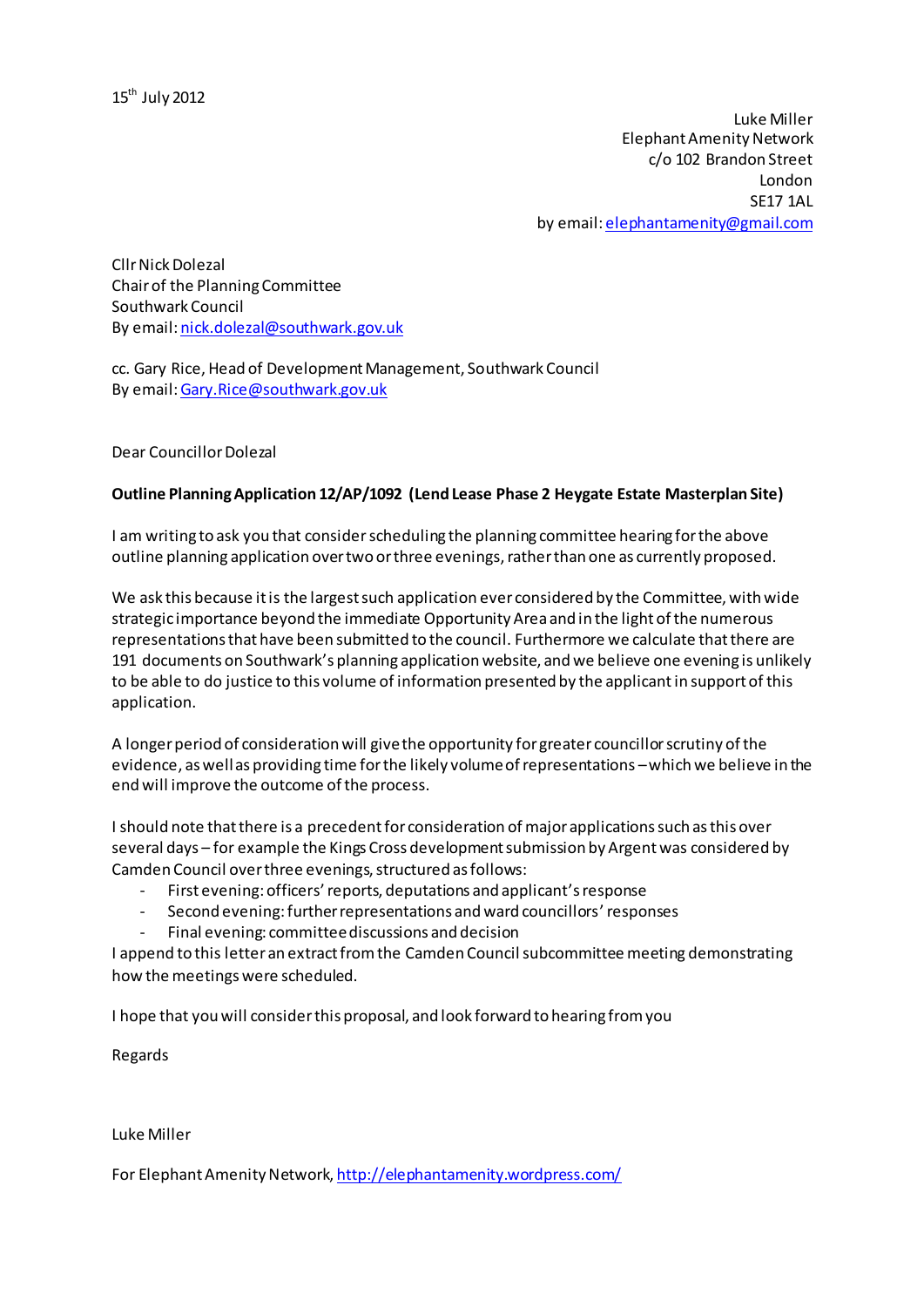15th July 2012

Luke Miller
Elephant Amenity Network
c/o 102 Brandon Street
London
SE17 1AL
by email: elephantamenity@gmail.com

Cllr Nick Dolezal
Chair of the Planning Committee
Southwark Council
By email: nick.dolezal@southwark.gov.uk

cc. Gary Rice, Head of Development Management, Southwark Council
By email: Gary.Rice@southwark.gov.uk

Dear Councillor Dolezal

**Outline Planning Application 12/AP/1092 (Lend Lease Phase 2 Heygate Estate Masterplan Site)**

I am writing to ask you that consider scheduling the planning committee hearing for the above outline planning application over two or three evenings, rather than one as currently proposed.

We ask this because it is the largest such application ever considered by the Committee, with wide strategic importance beyond the immediate Opportunity Area and in the light of the numerous representations that have been submitted to the council. Furthermore we calculate that there are 191 documents on Southwark's planning application website, and we believe one evening is unlikely to be able to do justice to this volume of information presented by the applicant in support of this application.

A longer period of consideration will give the opportunity for greater councillor scrutiny of the evidence, as well as providing time for the likely volume of representations – which we believe in the end will improve the outcome of the process.

I should note that there is a precedent for consideration of major applications such as this over several days – for example the Kings Cross development submission by Argent was considered by Camden Council over three evenings, structured as follows:

- First evening: officers' reports, deputations and applicant's response
- Second evening: further representations and ward councillors' responses
- Final evening: committee discussions and decision

I append to this letter an extract from the Camden Council subcommittee meeting demonstrating how the meetings were scheduled.

I hope that you will consider this proposal, and look forward to hearing from you

Regards

Luke Miller

For Elephant Amenity Network, http://elephantamenity.wordpress.com/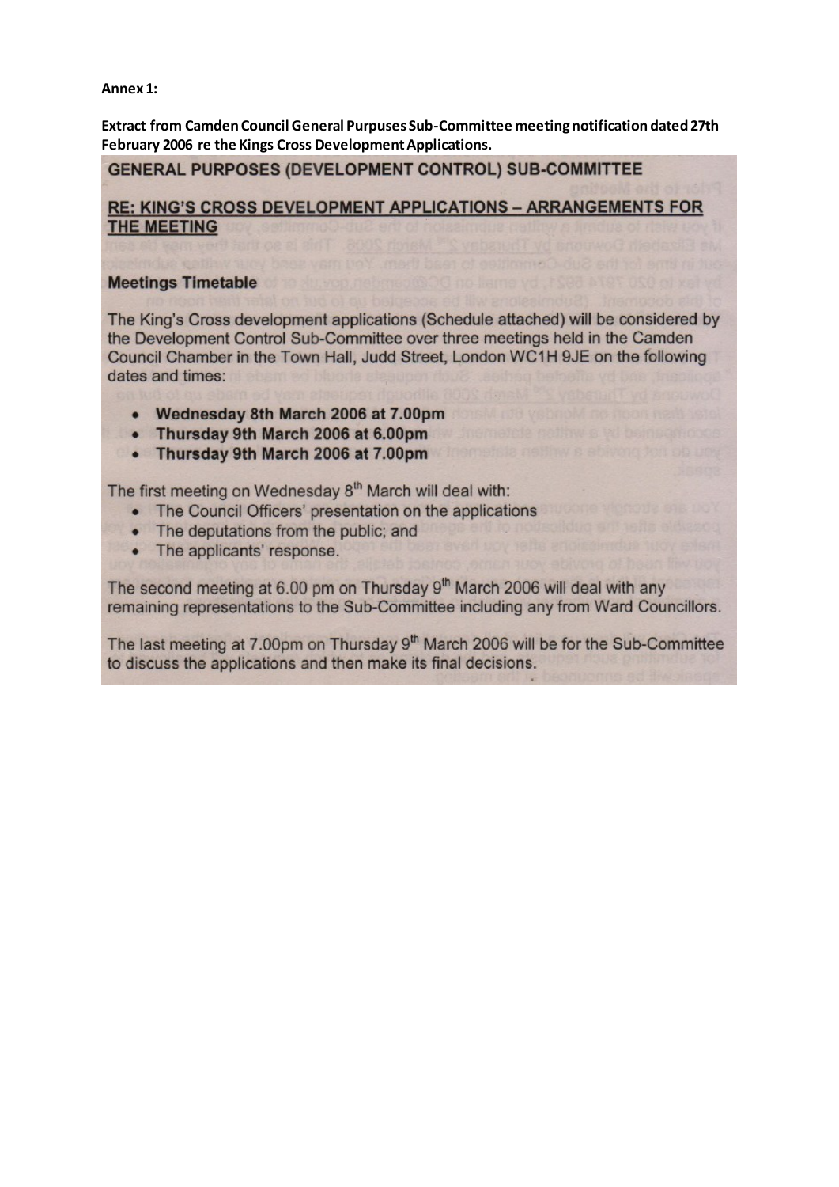**Annex 1:**

**Extract from Camden Council General Purpuses Sub-Committee meeting notification dated 27th February 2006 re the Kings Cross Development Applications.**

**GENERAL PURPOSES (DEVELOPMENT CONTROL) SUB-COMMITTEE**

**RE: KING'S CROSS DEVELOPMENT APPLICATIONS – ARRANGEMENTS FOR THE MEETING**

**Meetings Timetable**

The King's Cross development applications (Schedule attached) will be considered by the Development Control Sub-Committee over three meetings held in the Camden Council Chamber in the Town Hall, Judd Street, London WC1H 9JE on the following dates and times:

- **Wednesday 8th March 2006 at 7.00pm**
- **Thursday 9th March 2006 at 6.00pm**
- **Thursday 9th March 2006 at 7.00pm**

The first meeting on Wednesday 8th March will deal with:

- The Council Officers' presentation on the applications
- The deputations from the public; and
- The applicants' response.

The second meeting at 6.00 pm on Thursday 9th March 2006 will deal with any remaining representations to the Sub-Committee including any from Ward Councillors.

The last meeting at 7.00pm on Thursday 9th March 2006 will be for the Sub-Committee to discuss the applications and then make its final decisions.